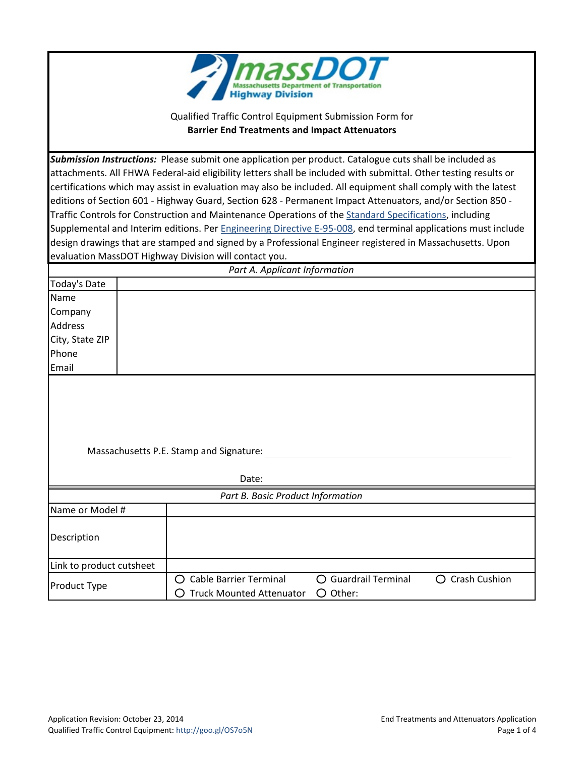massDOT — Massachusetts Department of Transportation — Highway Division

Qualified Traffic Control Equipment Submission Form for

**Barrier End Treatments and Impact Attenuators**

***Submission Instructions:*** Please submit one application per product. Catalogue cuts shall be included as attachments. All FHWA Federal-aid eligibility letters shall be included with submittal. Other testing results or certifications which may assist in evaluation may also be included. All equipment shall comply with the latest editions of Section 601 - Highway Guard, Section 628 - Permanent Impact Attenuators, and/or Section 850 - Traffic Controls for Construction and Maintenance Operations of the Standard Specifications, including Supplemental and Interim editions. Per Engineering Directive E-95-008, end terminal applications must include design drawings that are stamped and signed by a Professional Engineer registered in Massachusetts. Upon evaluation MassDOT Highway Division will contact you.

*Part A. Applicant Information*

| Field | Value |
|---|---|
| Today's Date | |
| Name | |
| Company | |
| Address | |
| City, State ZIP | |
| Phone | |
| Email | |

Massachusetts P.E. Stamp and Signature: ______________________________

Date:

*Part B. Basic Product Information*

| Field | Value |
|---|---|
| Name or Model # | |
| Description | |
| Link to product cutsheet | |
| Product Type | ○ Cable Barrier Terminal ○ Guardrail Terminal ○ Crash Cushion ○ Truck Mounted Attenuator ○ Other: |

Application Revision: October 23, 2014

Qualified Traffic Control Equipment: http://goo.gl/OS7o5N

End Treatments and Attenuators Application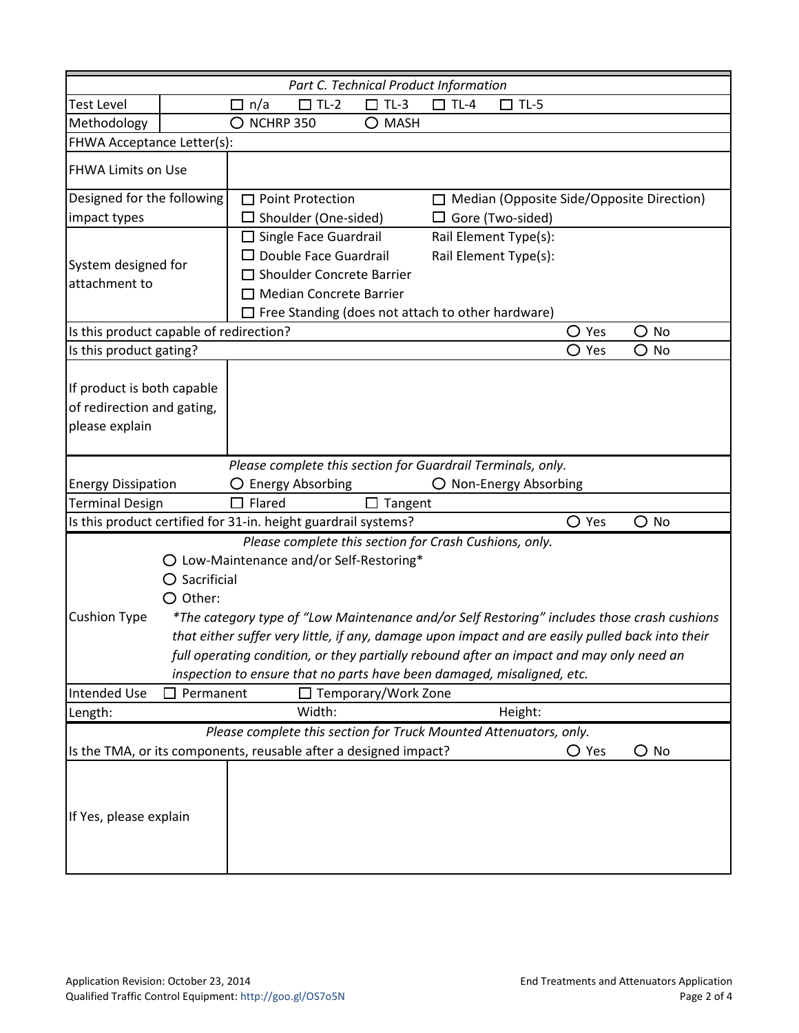| Part C. Technical Product Information | | |
|---|---|---|
| Test Level | | ☐ n/a ☐ TL-2 ☐ TL-3 ☐ TL-4 ☐ TL-5 |
| Methodology | | ○ NCHRP 350 ○ MASH |
| FHWA Acceptance Letter(s): | | |
| FHWA Limits on Use | | |
| Designed for the following impact types | | ☐ Point Protection ☐ Median (Opposite Side/Opposite Direction) ☐ Shoulder (One-sided) ☐ Gore (Two-sided) |
| System designed for attachment to | | ☐ Single Face Guardrail Rail Element Type(s): ☐ Double Face Guardrail Rail Element Type(s): ☐ Shoulder Concrete Barrier ☐ Median Concrete Barrier ☐ Free Standing (does not attach to other hardware) |
| Is this product capable of redirection? | | ○ Yes ○ No |
| Is this product gating? | | ○ Yes ○ No |
| If product is both capable of redirection and gating, please explain | | |

| *Please complete this section for Guardrail Terminals, only.* | |
|---|---|
| Energy Dissipation | ○ Energy Absorbing ○ Non-Energy Absorbing |
| Terminal Design | ☐ Flared ☐ Tangent |
| Is this product certified for 31-in. height guardrail systems? | ○ Yes ○ No |

| *Please complete this section for Crash Cushions, only.* | |
|---|---|
| Cushion Type | ○ Low-Maintenance and/or Self-Restoring* ○ Sacrificial ○ Other: *\*The category type of "Low Maintenance and/or Self Restoring" includes those crash cushions that either suffer very little, if any, damage upon impact and are easily pulled back into their full operating condition, or they partially rebound after an impact and may only need an inspection to ensure that no parts have been damaged, misaligned, etc.* |
| Intended Use | ☐ Permanent ☐ Temporary/Work Zone |
| Length: | Width: Height: |

| *Please complete this section for Truck Mounted Attenuators, only.* | |
|---|---|
| Is the TMA, or its components, reusable after a designed impact? | ○ Yes ○ No |
| If Yes, please explain | |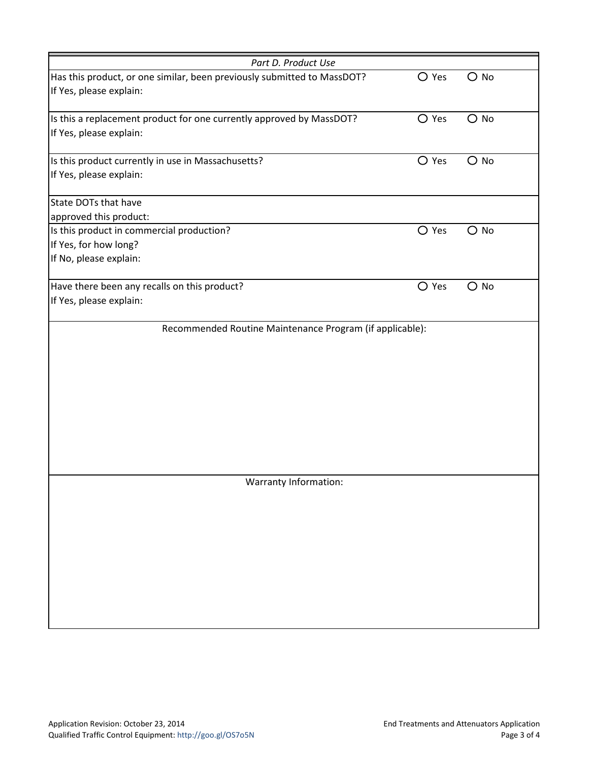*Part D. Product Use*

| Question | Yes | No |
|---|---|---|
| Has this product, or one similar, been previously submitted to MassDOT?<br>If Yes, please explain: | ○ Yes | ○ No |
| Is this a replacement product for one currently approved by MassDOT?<br>If Yes, please explain: | ○ Yes | ○ No |
| Is this product currently in use in Massachusetts?<br>If Yes, please explain: | ○ Yes | ○ No |
| State DOTs that have approved this product: | | |
| Is this product in commercial production?<br>If Yes, for how long?<br>If No, please explain: | ○ Yes | ○ No |
| Have there been any recalls on this product?<br>If Yes, please explain: | ○ Yes | ○ No |

Recommended Routine Maintenance Program (if applicable):

Warranty Information:

Application Revision: October 23, 2014

Qualified Traffic Control Equipment: http://goo.gl/OS7o5N

End Treatments and Attenuators Application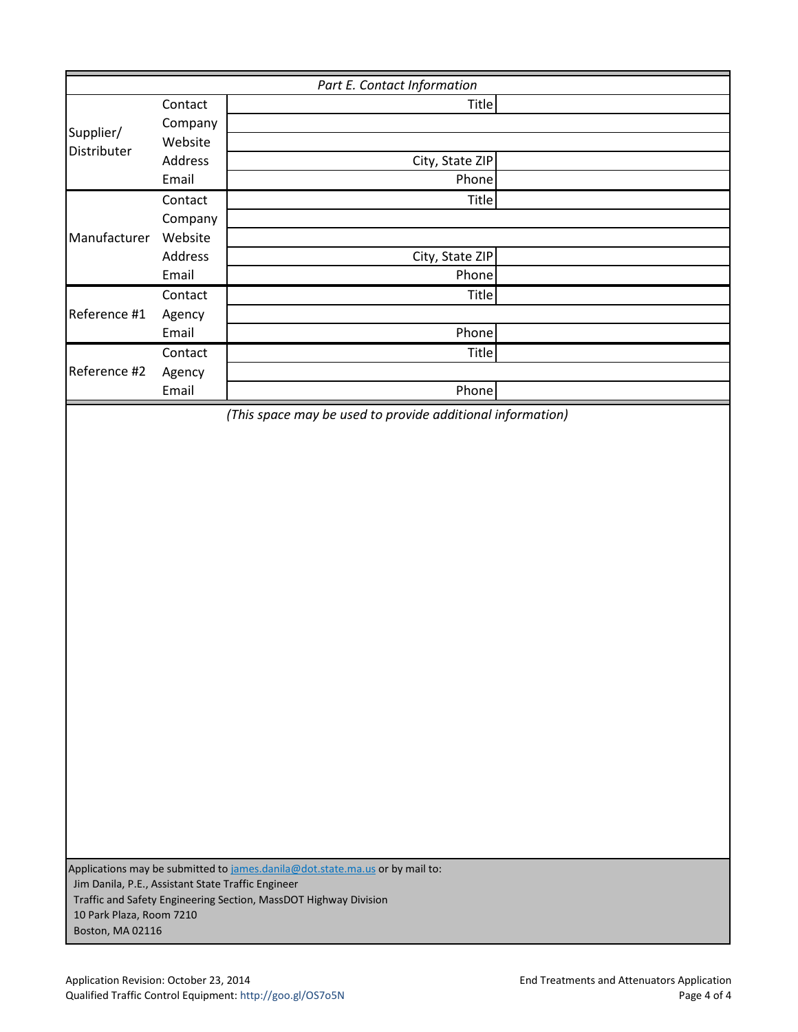*Part E. Contact Information*

| | | | | |
|---|---|---|---|---|
| Supplier/ Distributer | Contact | | Title | |
| | Company | | | |
| | Website | | | |
| | Address | | City, State ZIP | |
| | Email | | Phone | |
| Manufacturer | Contact | | Title | |
| | Company | | | |
| | Website | | | |
| | Address | | City, State ZIP | |
| | Email | | Phone | |
| Reference #1 | Contact | | Title | |
| | Agency | | | |
| | Email | | Phone | |
| Reference #2 | Contact | | Title | |
| | Agency | | | |
| | Email | | Phone | |

*(This space may be used to provide additional information)*

Applications may be submitted to james.danila@dot.state.ma.us or by mail to:
Jim Danila, P.E., Assistant State Traffic Engineer
Traffic and Safety Engineering Section, MassDOT Highway Division
10 Park Plaza, Room 7210
Boston, MA 02116

Application Revision: October 23, 2014
Qualified Traffic Control Equipment: http://goo.gl/OS7o5N

End Treatments and Attenuators Application